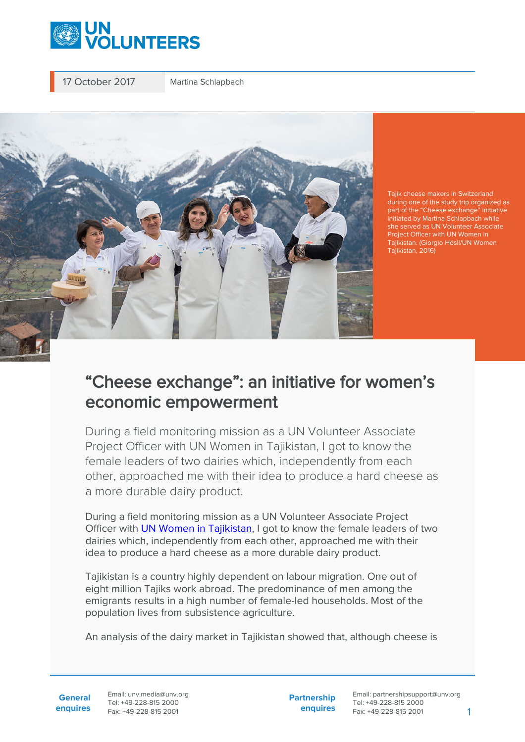17 October 2017 | Martina Schlapbach

Tajik cheese makers in Switzerland during one of the study trip organized as part of the "Cheese exchange" initiative initiated by Martina Schlapbach while she served as UN Volunteer Associate Project Officer with UN Women in Tajikistan. (Giorgio Hösli/UN Women Tajikistan, 2016)

# "Cheese exchange": an initiative for women's economic empowerment

During a field monitoring mission as a UN Volunteer Associate Project Officer with UN Women in Tajikistan, I got to know the female leaders of two dairies which, independently from each other, approached me with their idea to produce a hard cheese as a more durable dairy product.

During a field monitoring mission as a UN Volunteer Associate Project Officer with [UN Women in Tajikistan](), I got to know the female leaders of two dairies which, independently from each other, approached me with their idea to produce a hard cheese as a more durable dairy product.

Tajikistan is a country highly dependent on labour migration. One out of eight million Tajiks work abroad. The predominance of men among the emigrants results in a high number of female-led households. Most of the population lives from subsistence agriculture.

An analysis of the dairy market in Tajikistan showed that, although cheese is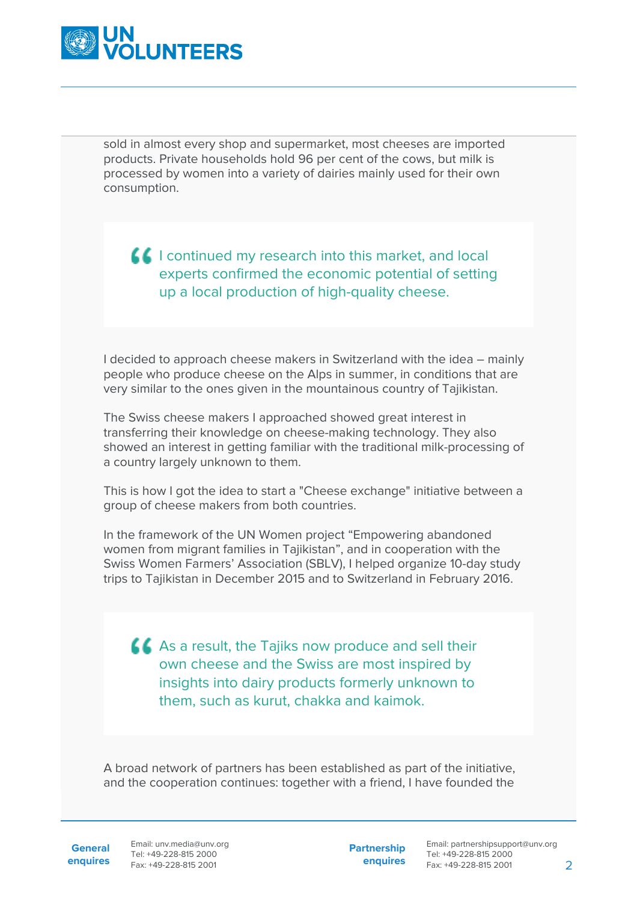sold in almost every shop and supermarket, most cheeses are imported products. Private households hold 96 per cent of the cows, but milk is processed by women into a variety of dairies mainly used for their own consumption.

> I continued my research into this market, and local experts confirmed the economic potential of setting up a local production of high-quality cheese.

I decided to approach cheese makers in Switzerland with the idea – mainly people who produce cheese on the Alps in summer, in conditions that are very similar to the ones given in the mountainous country of Tajikistan.

The Swiss cheese makers I approached showed great interest in transferring their knowledge on cheese-making technology. They also showed an interest in getting familiar with the traditional milk-processing of a country largely unknown to them.

This is how I got the idea to start a "Cheese exchange" initiative between a group of cheese makers from both countries.

In the framework of the UN Women project "Empowering abandoned women from migrant families in Tajikistan", and in cooperation with the Swiss Women Farmers' Association (SBLV), I helped organize 10-day study trips to Tajikistan in December 2015 and to Switzerland in February 2016.

> As a result, the Tajiks now produce and sell their own cheese and the Swiss are most inspired by insights into dairy products formerly unknown to them, such as kurut, chakka and kaimok.

A broad network of partners has been established as part of the initiative, and the cooperation continues: together with a friend, I have founded the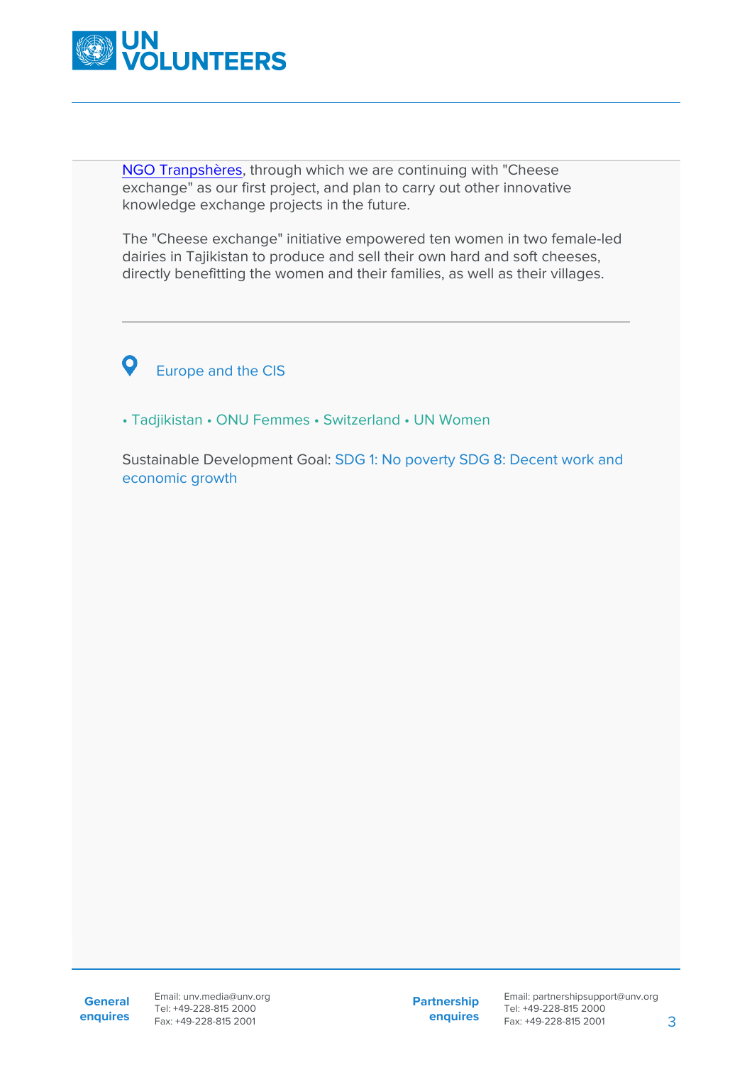NGO Tranpshères, through which we are continuing with "Cheese exchange" as our first project, and plan to carry out other innovative knowledge exchange projects in the future.

The "Cheese exchange" initiative empowered ten women in two female-led dairies in Tajikistan to produce and sell their own hard and soft cheeses, directly benefitting the women and their families, as well as their villages.

---

Europe and the CIS

• Tadjikistan • ONU Femmes • Switzerland • UN Women

Sustainable Development Goal: SDG 1: No poverty SDG 8: Decent work and economic growth